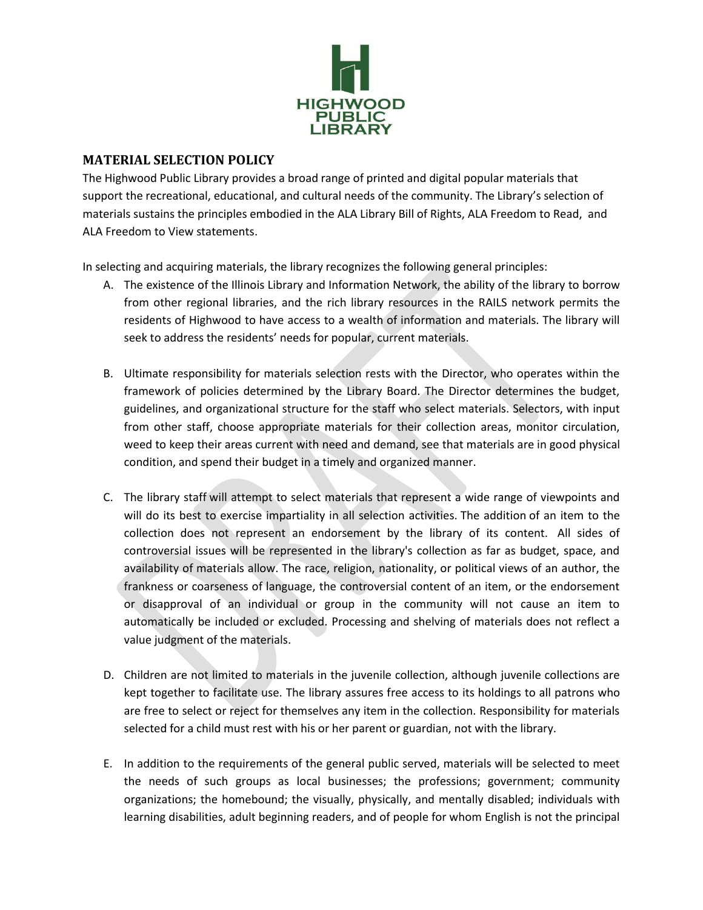HIGHWOOD PUBLIC LIBRARY

## MATERIAL SELECTION POLICY

The Highwood Public Library provides a broad range of printed and digital popular materials that support the recreational, educational, and cultural needs of the community. The Library's selection of materials sustains the principles embodied in the ALA Library Bill of Rights, ALA Freedom to Read, and ALA Freedom to View statements.

In selecting and acquiring materials, the library recognizes the following general principles:

A. The existence of the Illinois Library and Information Network, the ability of the library to borrow from other regional libraries, and the rich library resources in the RAILS network permits the residents of Highwood to have access to a wealth of information and materials. The library will seek to address the residents' needs for popular, current materials.

B. Ultimate responsibility for materials selection rests with the Director, who operates within the framework of policies determined by the Library Board. The Director determines the budget, guidelines, and organizational structure for the staff who select materials. Selectors, with input from other staff, choose appropriate materials for their collection areas, monitor circulation, weed to keep their areas current with need and demand, see that materials are in good physical condition, and spend their budget in a timely and organized manner.

C. The library staff will attempt to select materials that represent a wide range of viewpoints and will do its best to exercise impartiality in all selection activities. The addition of an item to the collection does not represent an endorsement by the library of its content. All sides of controversial issues will be represented in the library's collection as far as budget, space, and availability of materials allow. The race, religion, nationality, or political views of an author, the frankness or coarseness of language, the controversial content of an item, or the endorsement or disapproval of an individual or group in the community will not cause an item to automatically be included or excluded. Processing and shelving of materials does not reflect a value judgment of the materials.

D. Children are not limited to materials in the juvenile collection, although juvenile collections are kept together to facilitate use. The library assures free access to its holdings to all patrons who are free to select or reject for themselves any item in the collection. Responsibility for materials selected for a child must rest with his or her parent or guardian, not with the library.

E. In addition to the requirements of the general public served, materials will be selected to meet the needs of such groups as local businesses; the professions; government; community organizations; the homebound; the visually, physically, and mentally disabled; individuals with learning disabilities, adult beginning readers, and of people for whom English is not the principal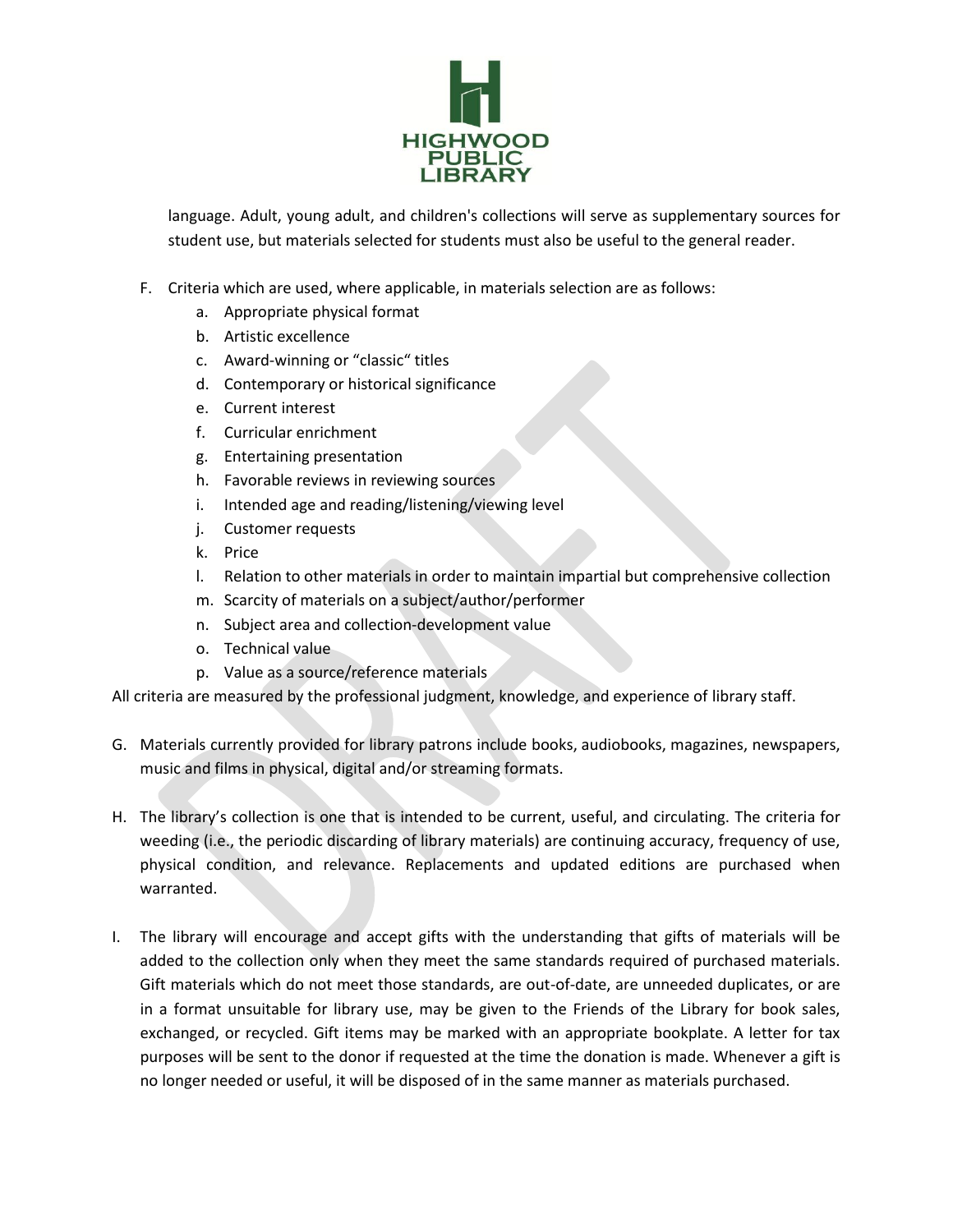language. Adult, young adult, and children's collections will serve as supplementary sources for student use, but materials selected for students must also be useful to the general reader.

F. Criteria which are used, where applicable, in materials selection are as follows:
    a. Appropriate physical format
    b. Artistic excellence
    c. Award-winning or "classic" titles
    d. Contemporary or historical significance
    e. Current interest
    f. Curricular enrichment
    g. Entertaining presentation
    h. Favorable reviews in reviewing sources
    i. Intended age and reading/listening/viewing level
    j. Customer requests
    k. Price
    l. Relation to other materials in order to maintain impartial but comprehensive collection
    m. Scarcity of materials on a subject/author/performer
    n. Subject area and collection-development value
    o. Technical value
    p. Value as a source/reference materials

All criteria are measured by the professional judgment, knowledge, and experience of library staff.

G. Materials currently provided for library patrons include books, audiobooks, magazines, newspapers, music and films in physical, digital and/or streaming formats.

H. The library's collection is one that is intended to be current, useful, and circulating. The criteria for weeding (i.e., the periodic discarding of library materials) are continuing accuracy, frequency of use, physical condition, and relevance. Replacements and updated editions are purchased when warranted.

I. The library will encourage and accept gifts with the understanding that gifts of materials will be added to the collection only when they meet the same standards required of purchased materials. Gift materials which do not meet those standards, are out-of-date, are unneeded duplicates, or are in a format unsuitable for library use, may be given to the Friends of the Library for book sales, exchanged, or recycled. Gift items may be marked with an appropriate bookplate. A letter for tax purposes will be sent to the donor if requested at the time the donation is made. Whenever a gift is no longer needed or useful, it will be disposed of in the same manner as materials purchased.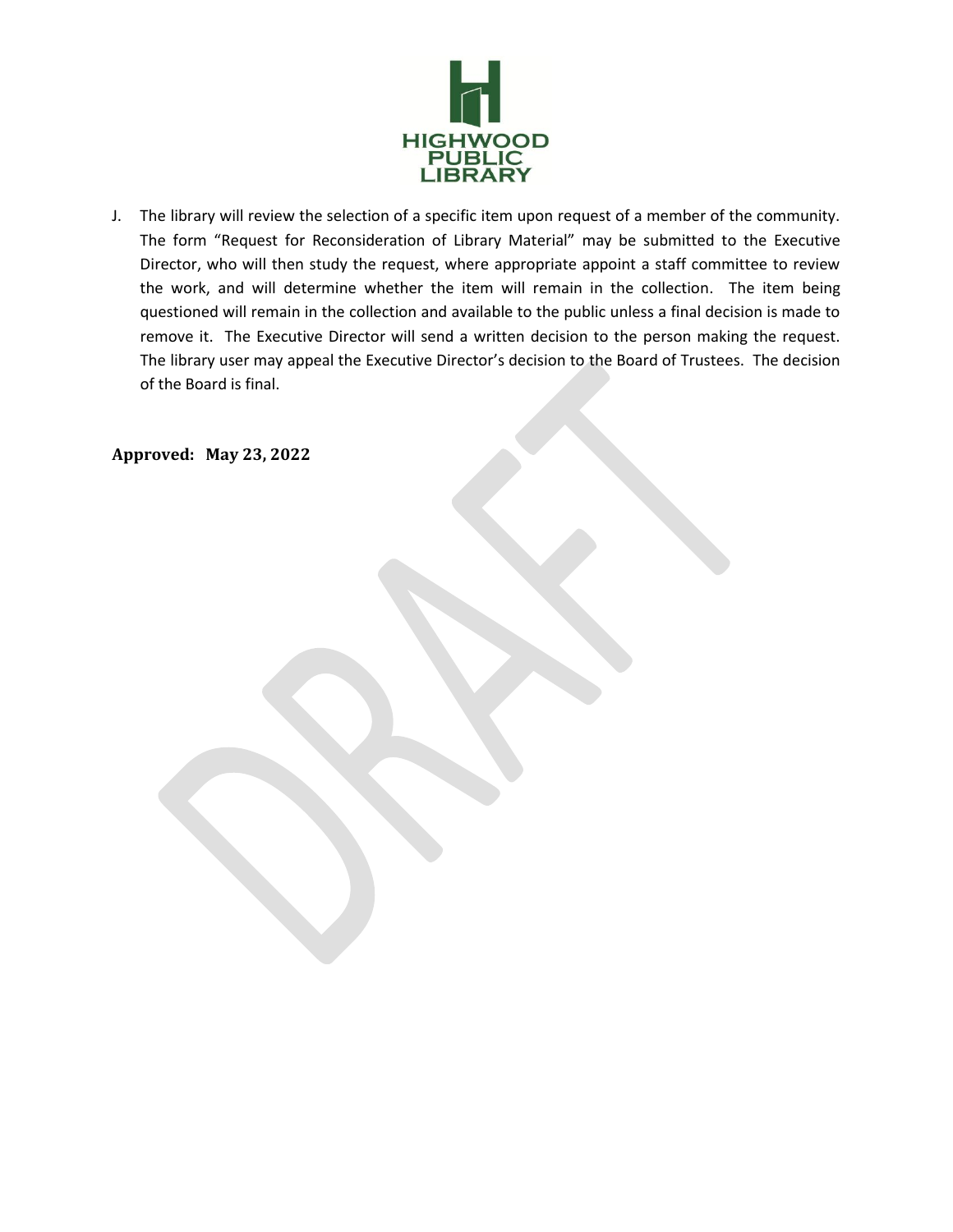J. The library will review the selection of a specific item upon request of a member of the community. The form "Request for Reconsideration of Library Material" may be submitted to the Executive Director, who will then study the request, where appropriate appoint a staff committee to review the work, and will determine whether the item will remain in the collection. The item being questioned will remain in the collection and available to the public unless a final decision is made to remove it. The Executive Director will send a written decision to the person making the request. The library user may appeal the Executive Director's decision to the Board of Trustees. The decision of the Board is final.

**Approved: May 23, 2022**